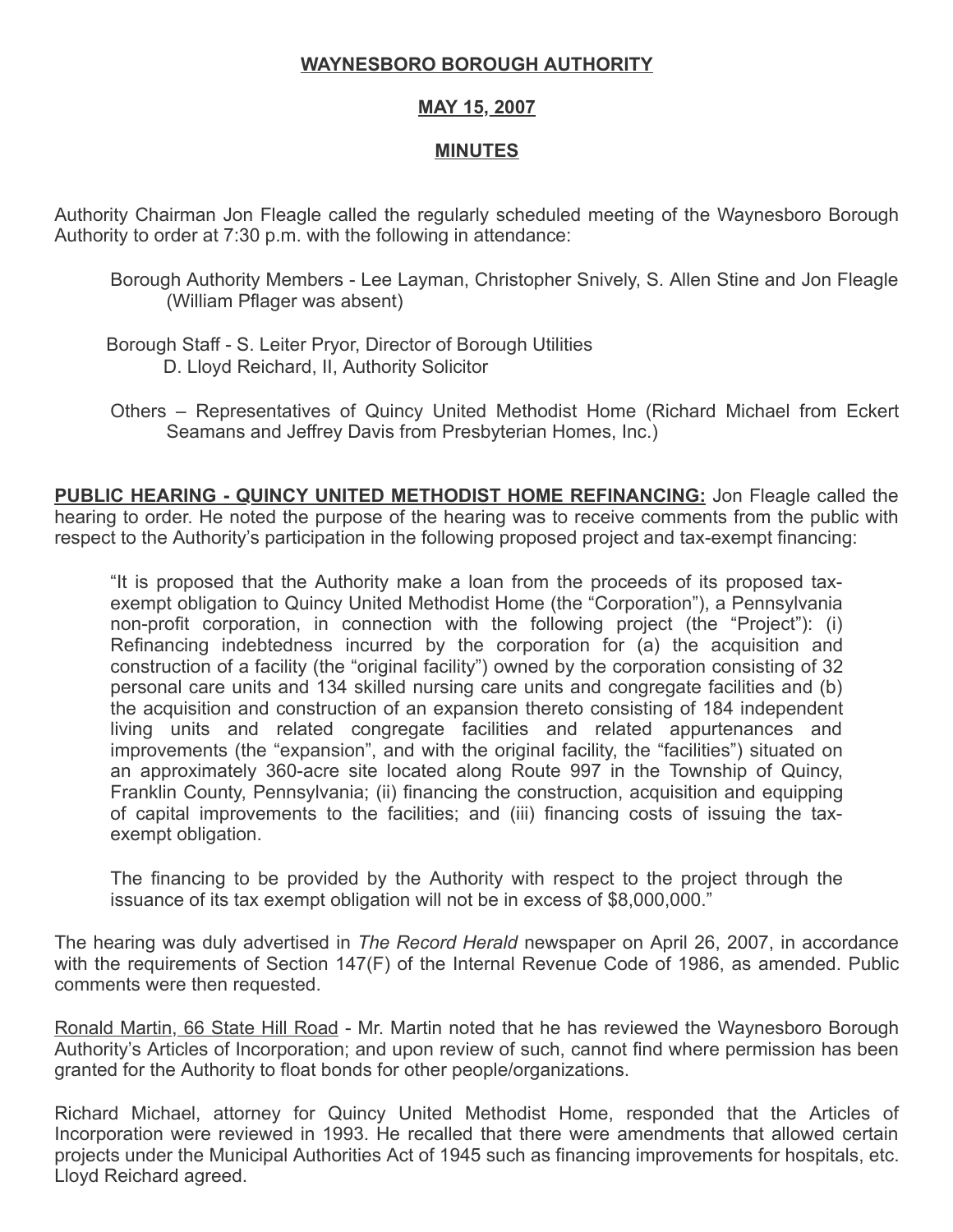# WAYNESBORO BOROUGH AUTHORITY

## MAY 15, 2007

## MINUTES

Authority Chairman Jon Fleagle called the regularly scheduled meeting of the Waynesboro Borough Authority to order at 7:30 p.m. with the following in attendance:

Borough Authority Members - Lee Layman, Christopher Snively, S. Allen Stine and Jon Fleagle (William Pflager was absent)

Borough Staff - S. Leiter Pryor, Director of Borough Utilities
D. Lloyd Reichard, II, Authority Solicitor

Others – Representatives of Quincy United Methodist Home (Richard Michael from Eckert Seamans and Jeffrey Davis from Presbyterian Homes, Inc.)

**PUBLIC HEARING - QUINCY UNITED METHODIST HOME REFINANCING:** Jon Fleagle called the hearing to order. He noted the purpose of the hearing was to receive comments from the public with respect to the Authority's participation in the following proposed project and tax-exempt financing:

> "It is proposed that the Authority make a loan from the proceeds of its proposed tax-exempt obligation to Quincy United Methodist Home (the "Corporation"), a Pennsylvania non-profit corporation, in connection with the following project (the "Project"): (i) Refinancing indebtedness incurred by the corporation for (a) the acquisition and construction of a facility (the "original facility") owned by the corporation consisting of 32 personal care units and 134 skilled nursing care units and congregate facilities and (b) the acquisition and construction of an expansion thereto consisting of 184 independent living units and related congregate facilities and related appurtenances and improvements (the "expansion", and with the original facility, the "facilities") situated on an approximately 360-acre site located along Route 997 in the Township of Quincy, Franklin County, Pennsylvania; (ii) financing the construction, acquisition and equipping of capital improvements to the facilities; and (iii) financing costs of issuing the tax-exempt obligation.
>
> The financing to be provided by the Authority with respect to the project through the issuance of its tax exempt obligation will not be in excess of $8,000,000."

The hearing was duly advertised in *The Record Herald* newspaper on April 26, 2007, in accordance with the requirements of Section 147(F) of the Internal Revenue Code of 1986, as amended. Public comments were then requested.

Ronald Martin, 66 State Hill Road - Mr. Martin noted that he has reviewed the Waynesboro Borough Authority's Articles of Incorporation; and upon review of such, cannot find where permission has been granted for the Authority to float bonds for other people/organizations.

Richard Michael, attorney for Quincy United Methodist Home, responded that the Articles of Incorporation were reviewed in 1993. He recalled that there were amendments that allowed certain projects under the Municipal Authorities Act of 1945 such as financing improvements for hospitals, etc. Lloyd Reichard agreed.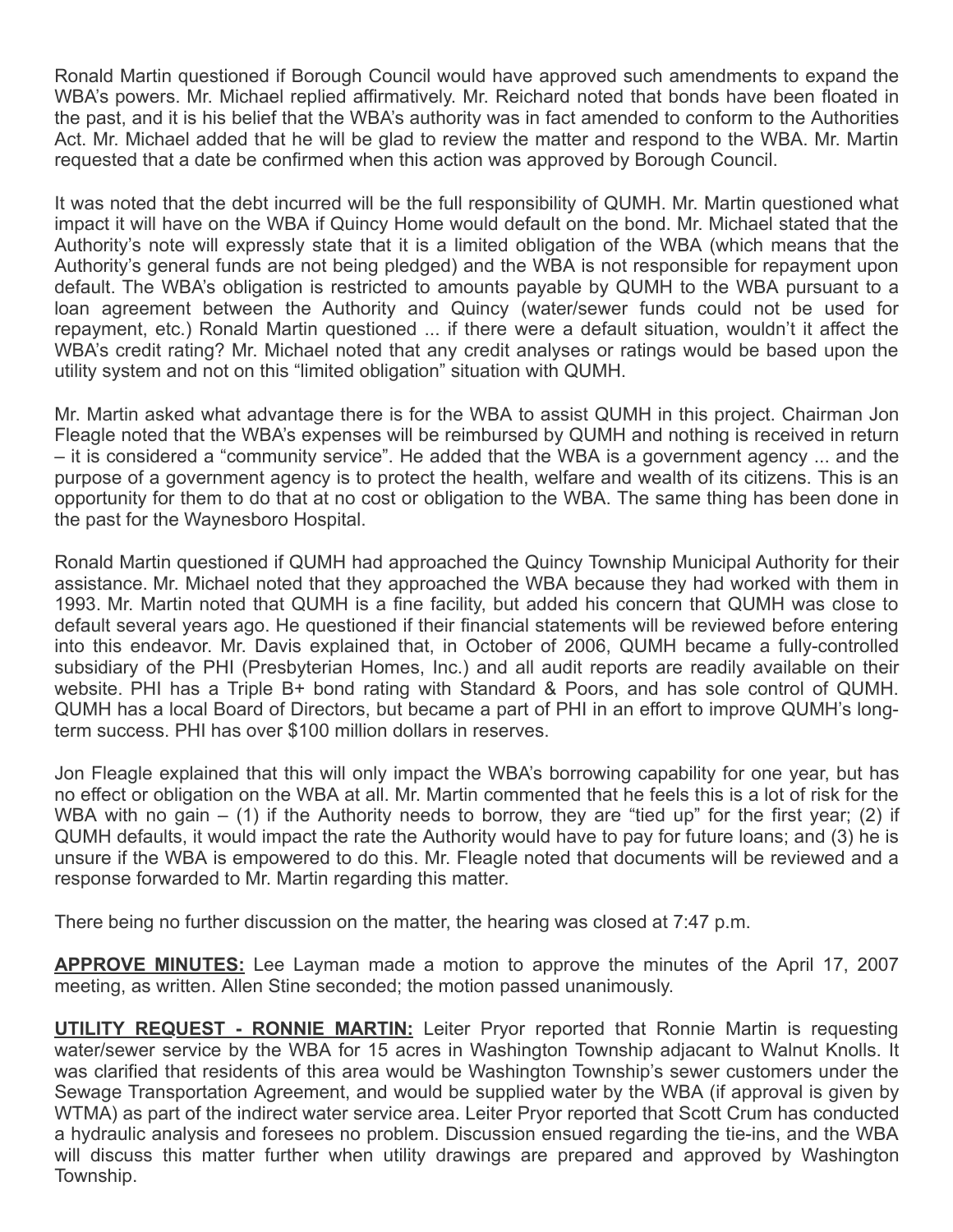Ronald Martin questioned if Borough Council would have approved such amendments to expand the WBA's powers. Mr. Michael replied affirmatively. Mr. Reichard noted that bonds have been floated in the past, and it is his belief that the WBA's authority was in fact amended to conform to the Authorities Act. Mr. Michael added that he will be glad to review the matter and respond to the WBA. Mr. Martin requested that a date be confirmed when this action was approved by Borough Council.

It was noted that the debt incurred will be the full responsibility of QUMH. Mr. Martin questioned what impact it will have on the WBA if Quincy Home would default on the bond. Mr. Michael stated that the Authority's note will expressly state that it is a limited obligation of the WBA (which means that the Authority's general funds are not being pledged) and the WBA is not responsible for repayment upon default. The WBA's obligation is restricted to amounts payable by QUMH to the WBA pursuant to a loan agreement between the Authority and Quincy (water/sewer funds could not be used for repayment, etc.) Ronald Martin questioned ... if there were a default situation, wouldn't it affect the WBA's credit rating? Mr. Michael noted that any credit analyses or ratings would be based upon the utility system and not on this "limited obligation" situation with QUMH.

Mr. Martin asked what advantage there is for the WBA to assist QUMH in this project. Chairman Jon Fleagle noted that the WBA's expenses will be reimbursed by QUMH and nothing is received in return – it is considered a "community service". He added that the WBA is a government agency ... and the purpose of a government agency is to protect the health, welfare and wealth of its citizens. This is an opportunity for them to do that at no cost or obligation to the WBA. The same thing has been done in the past for the Waynesboro Hospital.

Ronald Martin questioned if QUMH had approached the Quincy Township Municipal Authority for their assistance. Mr. Michael noted that they approached the WBA because they had worked with them in 1993. Mr. Martin noted that QUMH is a fine facility, but added his concern that QUMH was close to default several years ago. He questioned if their financial statements will be reviewed before entering into this endeavor. Mr. Davis explained that, in October of 2006, QUMH became a fully-controlled subsidiary of the PHI (Presbyterian Homes, Inc.) and all audit reports are readily available on their website. PHI has a Triple B+ bond rating with Standard & Poors, and has sole control of QUMH. QUMH has a local Board of Directors, but became a part of PHI in an effort to improve QUMH's long-term success. PHI has over $100 million dollars in reserves.

Jon Fleagle explained that this will only impact the WBA's borrowing capability for one year, but has no effect or obligation on the WBA at all. Mr. Martin commented that he feels this is a lot of risk for the WBA with no gain – (1) if the Authority needs to borrow, they are "tied up" for the first year; (2) if QUMH defaults, it would impact the rate the Authority would have to pay for future loans; and (3) he is unsure if the WBA is empowered to do this. Mr. Fleagle noted that documents will be reviewed and a response forwarded to Mr. Martin regarding this matter.

There being no further discussion on the matter, the hearing was closed at 7:47 p.m.

**APPROVE MINUTES:** Lee Layman made a motion to approve the minutes of the April 17, 2007 meeting, as written. Allen Stine seconded; the motion passed unanimously.

**UTILITY REQUEST - RONNIE MARTIN:** Leiter Pryor reported that Ronnie Martin is requesting water/sewer service by the WBA for 15 acres in Washington Township adjacant to Walnut Knolls. It was clarified that residents of this area would be Washington Township's sewer customers under the Sewage Transportation Agreement, and would be supplied water by the WBA (if approval is given by WTMA) as part of the indirect water service area. Leiter Pryor reported that Scott Crum has conducted a hydraulic analysis and foresees no problem. Discussion ensued regarding the tie-ins, and the WBA will discuss this matter further when utility drawings are prepared and approved by Washington Township.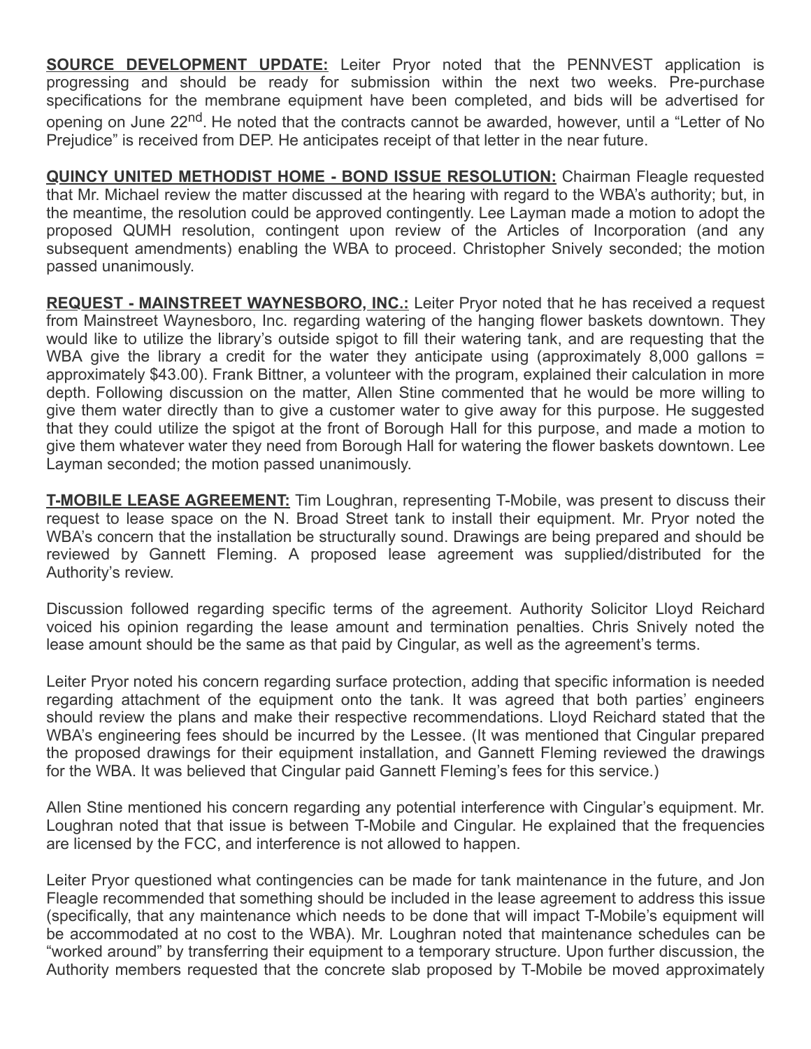**SOURCE DEVELOPMENT UPDATE:** Leiter Pryor noted that the PENNVEST application is progressing and should be ready for submission within the next two weeks. Pre-purchase specifications for the membrane equipment have been completed, and bids will be advertised for opening on June 22nd. He noted that the contracts cannot be awarded, however, until a "Letter of No Prejudice" is received from DEP. He anticipates receipt of that letter in the near future.

**QUINCY UNITED METHODIST HOME - BOND ISSUE RESOLUTION:** Chairman Fleagle requested that Mr. Michael review the matter discussed at the hearing with regard to the WBA's authority; but, in the meantime, the resolution could be approved contingently. Lee Layman made a motion to adopt the proposed QUMH resolution, contingent upon review of the Articles of Incorporation (and any subsequent amendments) enabling the WBA to proceed. Christopher Snively seconded; the motion passed unanimously.

**REQUEST - MAINSTREET WAYNESBORO, INC.:** Leiter Pryor noted that he has received a request from Mainstreet Waynesboro, Inc. regarding watering of the hanging flower baskets downtown. They would like to utilize the library's outside spigot to fill their watering tank, and are requesting that the WBA give the library a credit for the water they anticipate using (approximately 8,000 gallons = approximately $43.00). Frank Bittner, a volunteer with the program, explained their calculation in more depth. Following discussion on the matter, Allen Stine commented that he would be more willing to give them water directly than to give a customer water to give away for this purpose. He suggested that they could utilize the spigot at the front of Borough Hall for this purpose, and made a motion to give them whatever water they need from Borough Hall for watering the flower baskets downtown. Lee Layman seconded; the motion passed unanimously.

**T-MOBILE LEASE AGREEMENT:** Tim Loughran, representing T-Mobile, was present to discuss their request to lease space on the N. Broad Street tank to install their equipment. Mr. Pryor noted the WBA's concern that the installation be structurally sound. Drawings are being prepared and should be reviewed by Gannett Fleming. A proposed lease agreement was supplied/distributed for the Authority's review.

Discussion followed regarding specific terms of the agreement. Authority Solicitor Lloyd Reichard voiced his opinion regarding the lease amount and termination penalties. Chris Snively noted the lease amount should be the same as that paid by Cingular, as well as the agreement's terms.

Leiter Pryor noted his concern regarding surface protection, adding that specific information is needed regarding attachment of the equipment onto the tank. It was agreed that both parties' engineers should review the plans and make their respective recommendations. Lloyd Reichard stated that the WBA's engineering fees should be incurred by the Lessee. (It was mentioned that Cingular prepared the proposed drawings for their equipment installation, and Gannett Fleming reviewed the drawings for the WBA. It was believed that Cingular paid Gannett Fleming's fees for this service.)

Allen Stine mentioned his concern regarding any potential interference with Cingular's equipment. Mr. Loughran noted that that issue is between T-Mobile and Cingular. He explained that the frequencies are licensed by the FCC, and interference is not allowed to happen.

Leiter Pryor questioned what contingencies can be made for tank maintenance in the future, and Jon Fleagle recommended that something should be included in the lease agreement to address this issue (specifically, that any maintenance which needs to be done that will impact T-Mobile's equipment will be accommodated at no cost to the WBA). Mr. Loughran noted that maintenance schedules can be "worked around" by transferring their equipment to a temporary structure. Upon further discussion, the Authority members requested that the concrete slab proposed by T-Mobile be moved approximately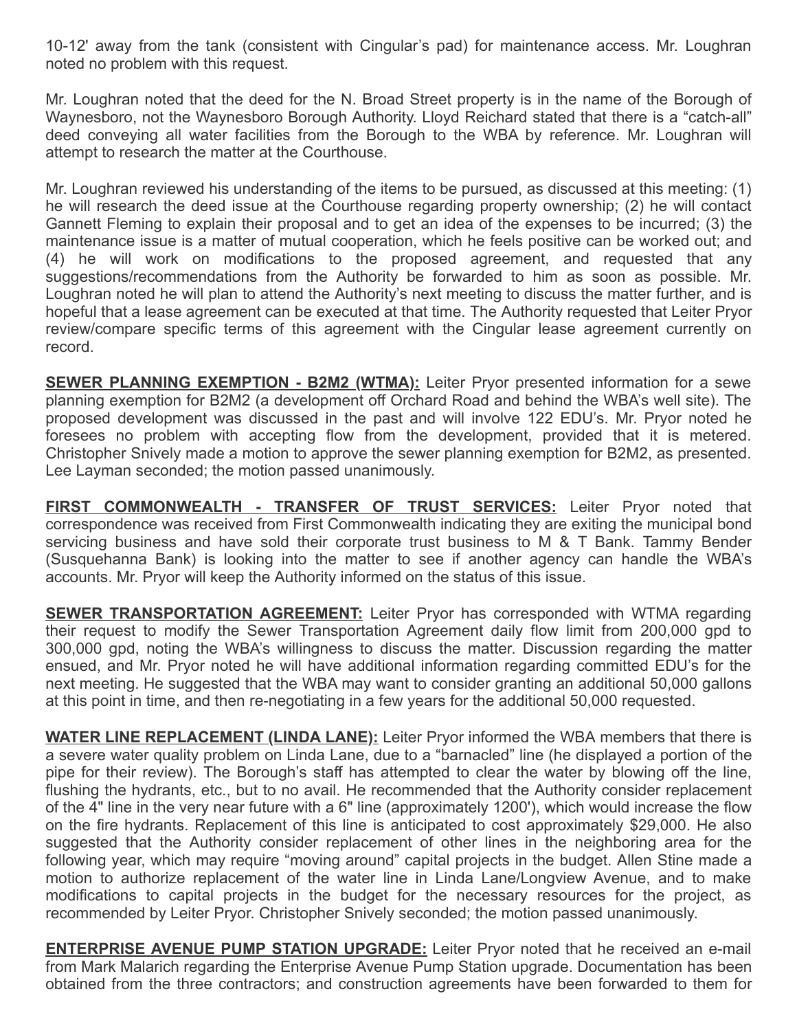10-12' away from the tank (consistent with Cingular's pad) for maintenance access. Mr. Loughran noted no problem with this request.

Mr. Loughran noted that the deed for the N. Broad Street property is in the name of the Borough of Waynesboro, not the Waynesboro Borough Authority. Lloyd Reichard stated that there is a "catch-all" deed conveying all water facilities from the Borough to the WBA by reference. Mr. Loughran will attempt to research the matter at the Courthouse.

Mr. Loughran reviewed his understanding of the items to be pursued, as discussed at this meeting: (1) he will research the deed issue at the Courthouse regarding property ownership; (2) he will contact Gannett Fleming to explain their proposal and to get an idea of the expenses to be incurred; (3) the maintenance issue is a matter of mutual cooperation, which he feels positive can be worked out; and (4) he will work on modifications to the proposed agreement, and requested that any suggestions/recommendations from the Authority be forwarded to him as soon as possible. Mr. Loughran noted he will plan to attend the Authority's next meeting to discuss the matter further, and is hopeful that a lease agreement can be executed at that time. The Authority requested that Leiter Pryor review/compare specific terms of this agreement with the Cingular lease agreement currently on record.

**SEWER PLANNING EXEMPTION - B2M2 (WTMA):** Leiter Pryor presented information for a sewe planning exemption for B2M2 (a development off Orchard Road and behind the WBA's well site). The proposed development was discussed in the past and will involve 122 EDU's. Mr. Pryor noted he foresees no problem with accepting flow from the development, provided that it is metered. Christopher Snively made a motion to approve the sewer planning exemption for B2M2, as presented. Lee Layman seconded; the motion passed unanimously.

**FIRST COMMONWEALTH - TRANSFER OF TRUST SERVICES:** Leiter Pryor noted that correspondence was received from First Commonwealth indicating they are exiting the municipal bond servicing business and have sold their corporate trust business to M & T Bank. Tammy Bender (Susquehanna Bank) is looking into the matter to see if another agency can handle the WBA's accounts. Mr. Pryor will keep the Authority informed on the status of this issue.

**SEWER TRANSPORTATION AGREEMENT:** Leiter Pryor has corresponded with WTMA regarding their request to modify the Sewer Transportation Agreement daily flow limit from 200,000 gpd to 300,000 gpd, noting the WBA's willingness to discuss the matter. Discussion regarding the matter ensued, and Mr. Pryor noted he will have additional information regarding committed EDU's for the next meeting. He suggested that the WBA may want to consider granting an additional 50,000 gallons at this point in time, and then re-negotiating in a few years for the additional 50,000 requested.

**WATER LINE REPLACEMENT (LINDA LANE):** Leiter Pryor informed the WBA members that there is a severe water quality problem on Linda Lane, due to a "barnacled" line (he displayed a portion of the pipe for their review). The Borough's staff has attempted to clear the water by blowing off the line, flushing the hydrants, etc., but to no avail. He recommended that the Authority consider replacement of the 4" line in the very near future with a 6" line (approximately 1200'), which would increase the flow on the fire hydrants. Replacement of this line is anticipated to cost approximately $29,000. He also suggested that the Authority consider replacement of other lines in the neighboring area for the following year, which may require "moving around" capital projects in the budget. Allen Stine made a motion to authorize replacement of the water line in Linda Lane/Longview Avenue, and to make modifications to capital projects in the budget for the necessary resources for the project, as recommended by Leiter Pryor. Christopher Snively seconded; the motion passed unanimously.

**ENTERPRISE AVENUE PUMP STATION UPGRADE:** Leiter Pryor noted that he received an e-mail from Mark Malarich regarding the Enterprise Avenue Pump Station upgrade. Documentation has been obtained from the three contractors; and construction agreements have been forwarded to them for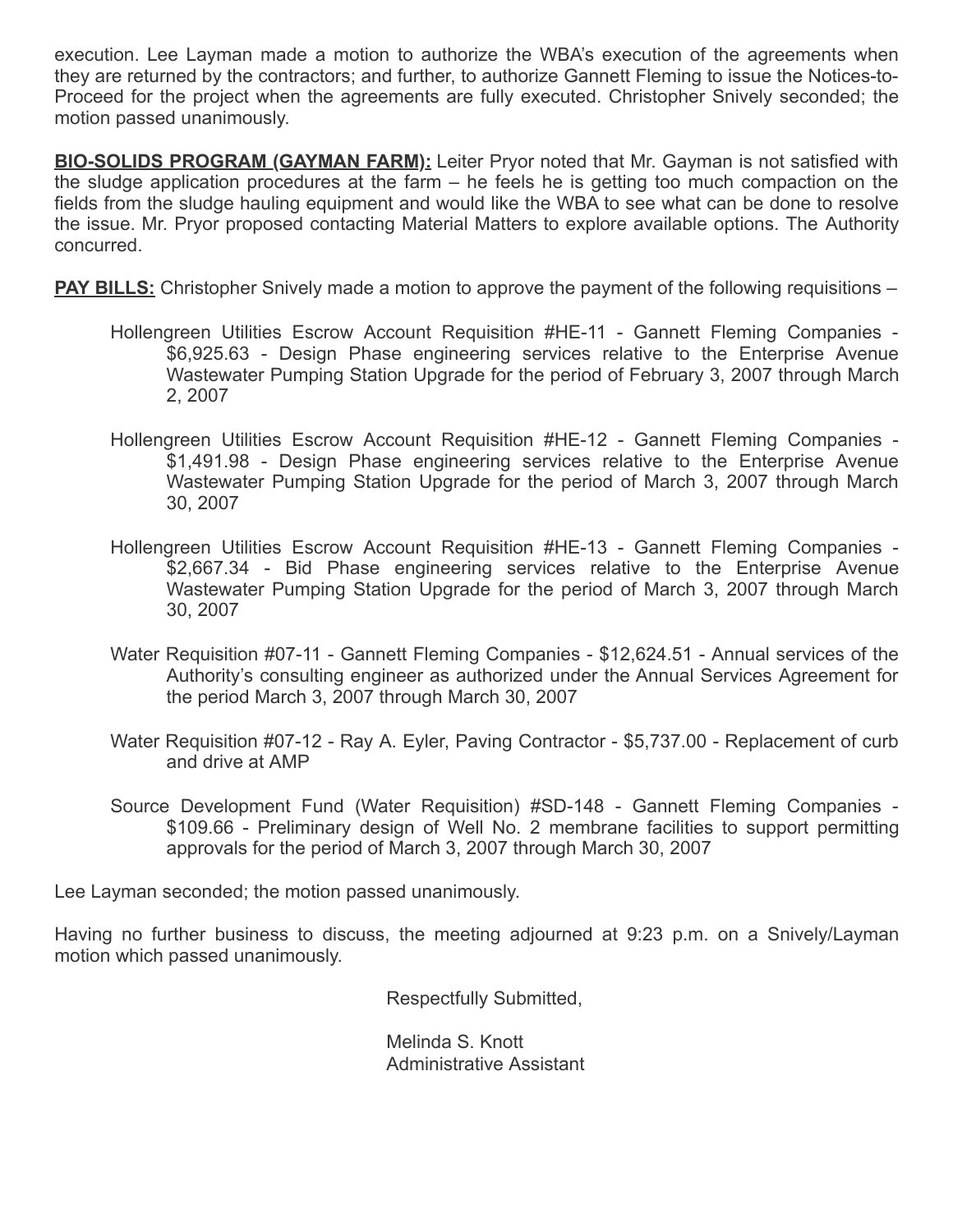execution. Lee Layman made a motion to authorize the WBA's execution of the agreements when they are returned by the contractors; and further, to authorize Gannett Fleming to issue the Notices-to-Proceed for the project when the agreements are fully executed. Christopher Snively seconded; the motion passed unanimously.

**BIO-SOLIDS PROGRAM (GAYMAN FARM):** Leiter Pryor noted that Mr. Gayman is not satisfied with the sludge application procedures at the farm – he feels he is getting too much compaction on the fields from the sludge hauling equipment and would like the WBA to see what can be done to resolve the issue. Mr. Pryor proposed contacting Material Matters to explore available options. The Authority concurred.

**PAY BILLS:** Christopher Snively made a motion to approve the payment of the following requisitions –

Hollengreen Utilities Escrow Account Requisition #HE-11 - Gannett Fleming Companies - $6,925.63 - Design Phase engineering services relative to the Enterprise Avenue Wastewater Pumping Station Upgrade for the period of February 3, 2007 through March 2, 2007

Hollengreen Utilities Escrow Account Requisition #HE-12 - Gannett Fleming Companies - $1,491.98 - Design Phase engineering services relative to the Enterprise Avenue Wastewater Pumping Station Upgrade for the period of March 3, 2007 through March 30, 2007

Hollengreen Utilities Escrow Account Requisition #HE-13 - Gannett Fleming Companies - $2,667.34 - Bid Phase engineering services relative to the Enterprise Avenue Wastewater Pumping Station Upgrade for the period of March 3, 2007 through March 30, 2007

Water Requisition #07-11 - Gannett Fleming Companies - $12,624.51 - Annual services of the Authority's consulting engineer as authorized under the Annual Services Agreement for the period March 3, 2007 through March 30, 2007

Water Requisition #07-12 - Ray A. Eyler, Paving Contractor - $5,737.00 - Replacement of curb and drive at AMP

Source Development Fund (Water Requisition) #SD-148 - Gannett Fleming Companies - $109.66 - Preliminary design of Well No. 2 membrane facilities to support permitting approvals for the period of March 3, 2007 through March 30, 2007

Lee Layman seconded; the motion passed unanimously.

Having no further business to discuss, the meeting adjourned at 9:23 p.m. on a Snively/Layman motion which passed unanimously.

Respectfully Submitted,

Melinda S. Knott
Administrative Assistant